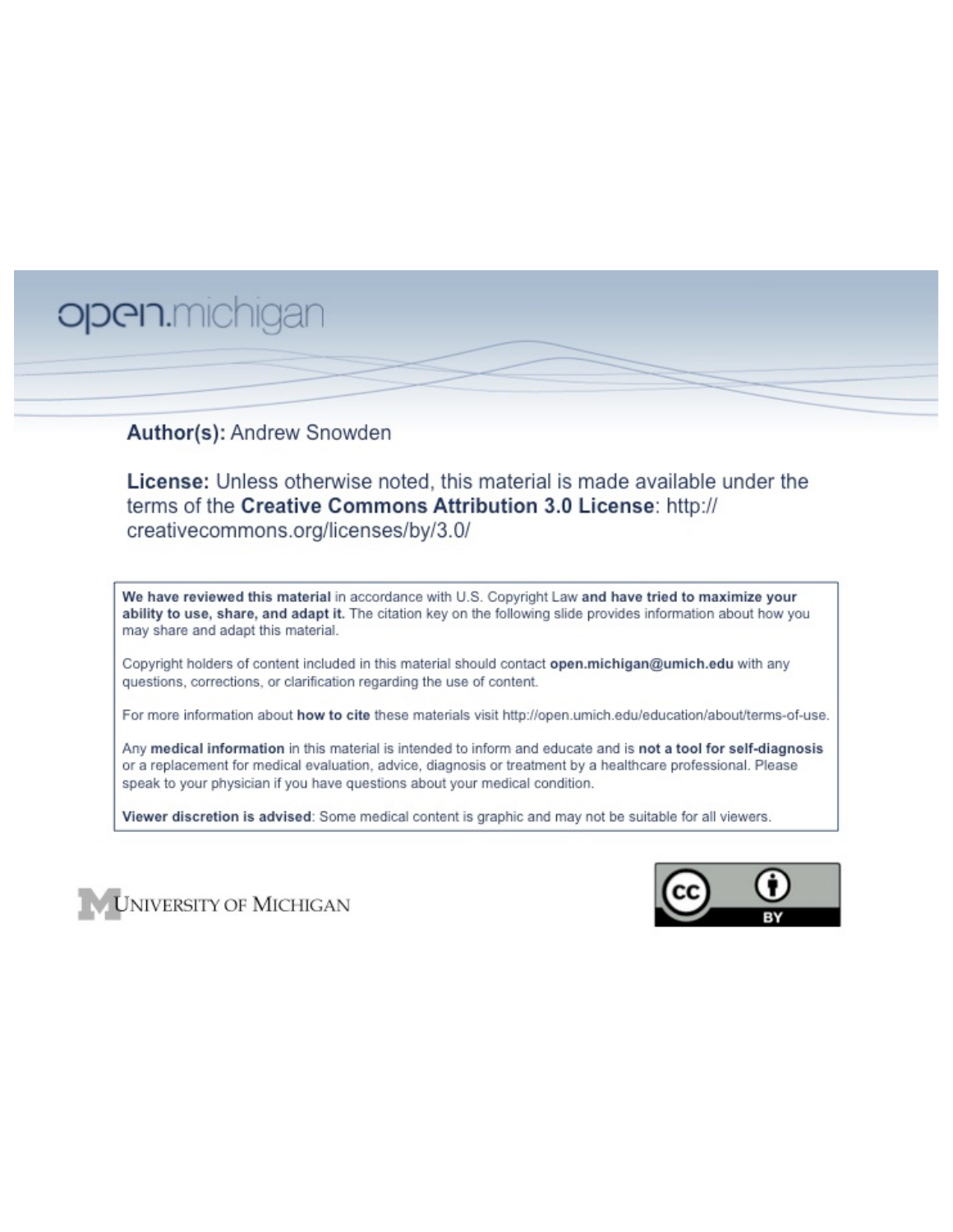open.michigan

**Author(s):** Andrew Snowden

**License:** Unless otherwise noted, this material is made available under the terms of the **Creative Commons Attribution 3.0 License**: http://creativecommons.org/licenses/by/3.0/

**We have reviewed this material** in accordance with U.S. Copyright Law **and have tried to maximize your ability to use, share, and adapt it.** The citation key on the following slide provides information about how you may share and adapt this material.

Copyright holders of content included in this material should contact **open.michigan@umich.edu** with any questions, corrections, or clarification regarding the use of content.

For more information about **how to cite** these materials visit http://open.umich.edu/education/about/terms-of-use.

Any **medical information** in this material is intended to inform and educate and is **not a tool for self-diagnosis** or a replacement for medical evaluation, advice, diagnosis or treatment by a healthcare professional. Please speak to your physician if you have questions about your medical condition.

**Viewer discretion is advised**: Some medical content is graphic and may not be suitable for all viewers.

University of Michigan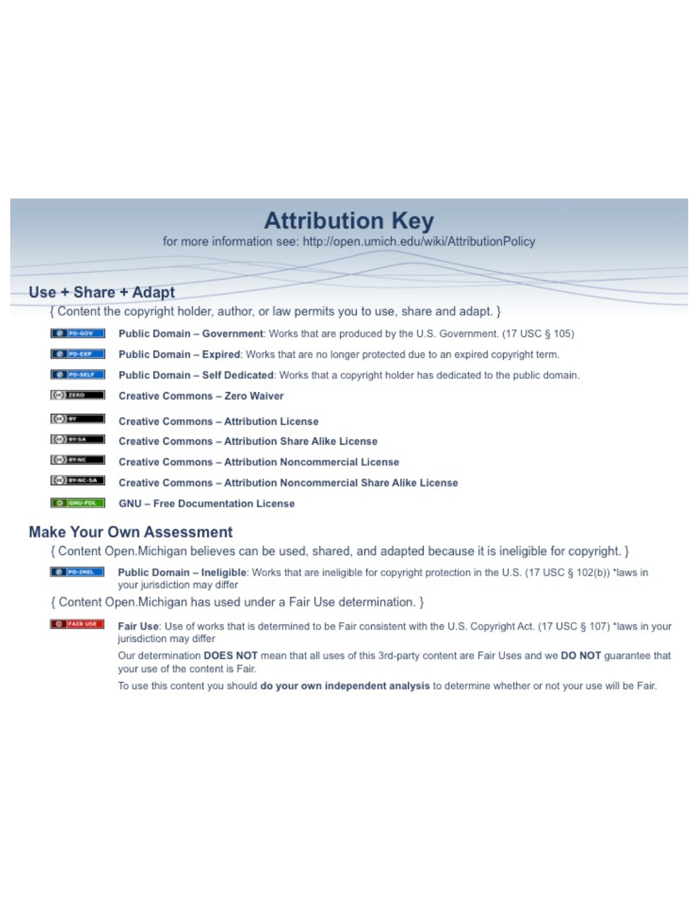# Attribution Key

for more information see: http://open.umich.edu/wiki/AttributionPolicy

## Use + Share + Adapt

{ Content the copyright holder, author, or law permits you to use, share and adapt. }

- PD-GOV **Public Domain – Government**: Works that are produced by the U.S. Government. (17 USC § 105)
- PD-EXP **Public Domain – Expired**: Works that are no longer protected due to an expired copyright term.
- PD-SELF **Public Domain – Self Dedicated**: Works that a copyright holder has dedicated to the public domain.
- ZERO **Creative Commons – Zero Waiver**
- BY **Creative Commons – Attribution License**
- BY-SA **Creative Commons – Attribution Share Alike License**
- BY-NC **Creative Commons – Attribution Noncommercial License**
- BY-NC-SA **Creative Commons – Attribution Noncommercial Share Alike License**
- GNU-FDL **GNU – Free Documentation License**

## Make Your Own Assessment

{ Content Open.Michigan believes can be used, shared, and adapted because it is ineligible for copyright. }

- PD-INEL **Public Domain – Ineligible**: Works that are ineligible for copyright protection in the U.S. (17 USC § 102(b)) *laws in your jurisdiction may differ

{ Content Open.Michigan has used under a Fair Use determination. }

- FAIR USE **Fair Use**: Use of works that is determined to be Fair consistent with the U.S. Copyright Act. (17 USC § 107) *laws in your jurisdiction may differ

  Our determination **DOES NOT** mean that all uses of this 3rd-party content are Fair Uses and we **DO NOT** guarantee that your use of the content is Fair.

  To use this content you should **do your own independent analysis** to determine whether or not your use will be Fair.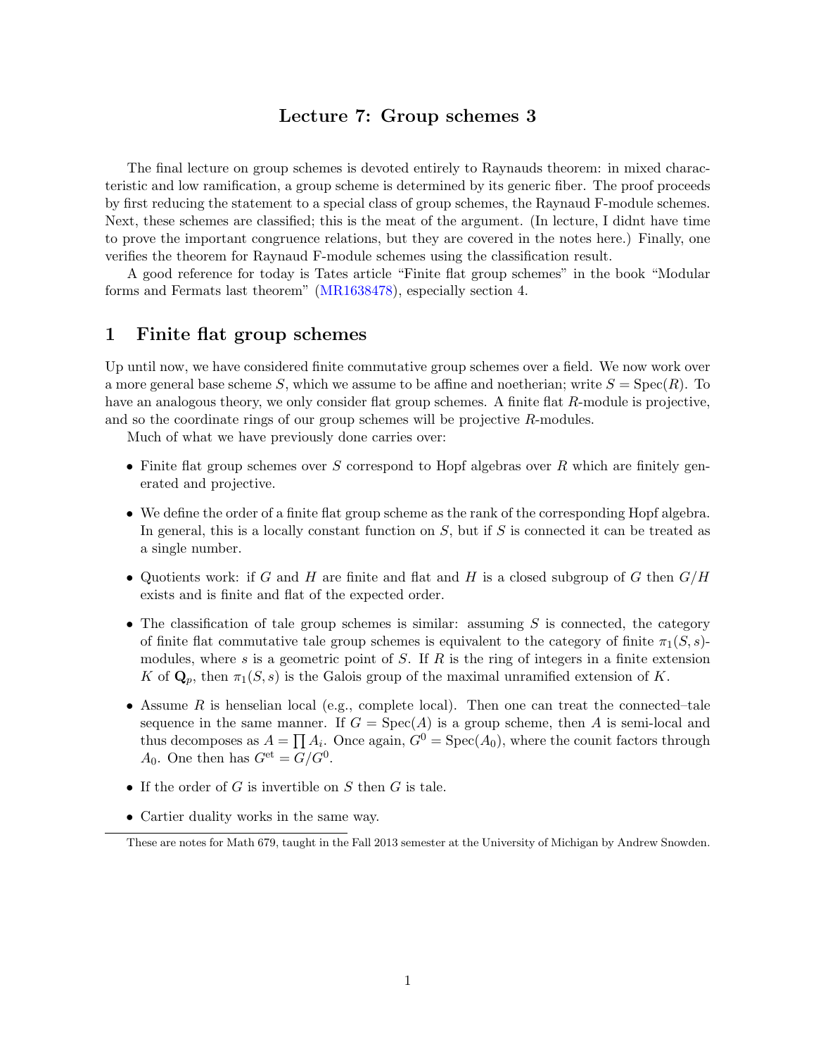# Lecture 7: Group schemes 3

The final lecture on group schemes is devoted entirely to Raynauds theorem: in mixed characteristic and low ramification, a group scheme is determined by its generic fiber. The proof proceeds by first reducing the statement to a special class of group schemes, the Raynaud F-module schemes. Next, these schemes are classified; this is the meat of the argument. (In lecture, I didnt have time to prove the important congruence relations, but they are covered in the notes here.) Finally, one verifies the theorem for Raynaud F-module schemes using the classification result.

A good reference for today is Tates article "Finite flat group schemes" in the book "Modular forms and Fermats last theorem" (MR1638478), especially section 4.

## 1 Finite flat group schemes

Up until now, we have considered finite commutative group schemes over a field. We now work over a more general base scheme $S$, which we assume to be affine and noetherian; write $S = \mathrm{Spec}(R)$. To have an analogous theory, we only consider flat group schemes. A finite flat $R$-module is projective, and so the coordinate rings of our group schemes will be projective $R$-modules.

Much of what we have previously done carries over:

- Finite flat group schemes over $S$ correspond to Hopf algebras over $R$ which are finitely generated and projective.
- We define the order of a finite flat group scheme as the rank of the corresponding Hopf algebra. In general, this is a locally constant function on $S$, but if $S$ is connected it can be treated as a single number.
- Quotients work: if $G$ and $H$ are finite and flat and $H$ is a closed subgroup of $G$ then $G/H$ exists and is finite and flat of the expected order.
- The classification of tale group schemes is similar: assuming $S$ is connected, the category of finite flat commutative tale group schemes is equivalent to the category of finite $\pi_1(S, s)$-modules, where $s$ is a geometric point of $S$. If $R$ is the ring of integers in a finite extension $K$ of $\mathbf{Q}_p$, then $\pi_1(S, s)$ is the Galois group of the maximal unramified extension of $K$.
- Assume $R$ is henselian local (e.g., complete local). Then one can treat the connected–tale sequence in the same manner. If $G = \mathrm{Spec}(A)$ is a group scheme, then $A$ is semi-local and thus decomposes as $A = \prod A_i$. Once again, $G^0 = \mathrm{Spec}(A_0)$, where the counit factors through $A_0$. One then has $G^{\mathrm{et}} = G/G^0$.
- If the order of $G$ is invertible on $S$ then $G$ is tale.
- Cartier duality works in the same way.

These are notes for Math 679, taught in the Fall 2013 semester at the University of Michigan by Andrew Snowden.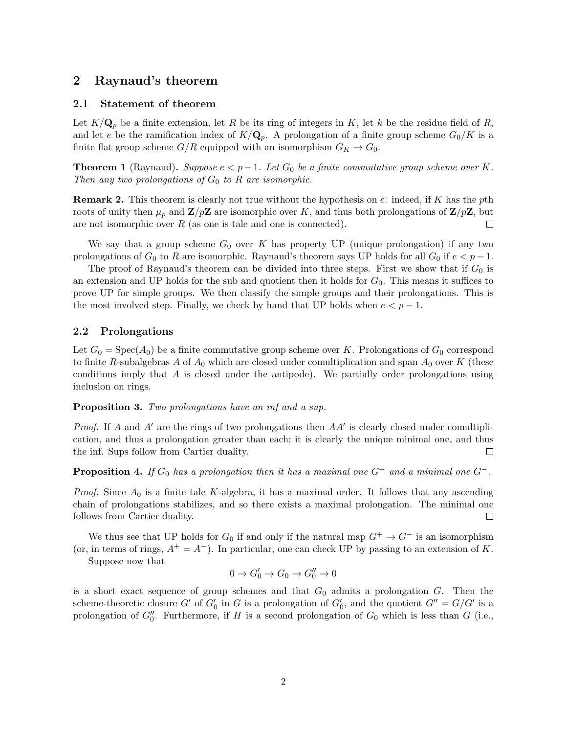## 2 Raynaud's theorem

### 2.1 Statement of theorem

Let $K/\mathbf{Q}_p$ be a finite extension, let $R$ be its ring of integers in $K$, let $k$ be the residue field of $R$, and let $e$ be the ramification index of $K/\mathbf{Q}_p$. A prolongation of a finite group scheme $G_0/K$ is a finite flat group scheme $G/R$ equipped with an isomorphism $G_K \to G_0$.

**Theorem 1** (Raynaud)**.** *Suppose $e < p - 1$. Let $G_0$ be a finite commutative group scheme over $K$. Then any two prolongations of $G_0$ to $R$ are isomorphic.*

**Remark 2.** This theorem is clearly not true without the hypothesis on $e$: indeed, if $K$ has the $p$th roots of unity then $\mu_p$ and $\mathbf{Z}/p\mathbf{Z}$ are isomorphic over $K$, and thus both prolongations of $\mathbf{Z}/p\mathbf{Z}$, but are not isomorphic over $R$ (as one is tale and one is connected). □

We say that a group scheme $G_0$ over $K$ has property UP (unique prolongation) if any two prolongations of $G_0$ to $R$ are isomorphic. Raynaud's theorem says UP holds for all $G_0$ if $e < p - 1$.

The proof of Raynaud's theorem can be divided into three steps. First we show that if $G_0$ is an extension and UP holds for the sub and quotient then it holds for $G_0$. This means it suffices to prove UP for simple groups. We then classify the simple groups and their prolongations. This is the most involved step. Finally, we check by hand that UP holds when $e < p - 1$.

### 2.2 Prolongations

Let $G_0 = \mathrm{Spec}(A_0)$ be a finite commutative group scheme over $K$. Prolongations of $G_0$ correspond to finite $R$-subalgebras $A$ of $A_0$ which are closed under comultiplication and span $A_0$ over $K$ (these conditions imply that $A$ is closed under the antipode). We partially order prolongations using inclusion on rings.

**Proposition 3.** *Two prolongations have an inf and a sup.*

*Proof.* If $A$ and $A'$ are the rings of two prolongations then $AA'$ is clearly closed under comultiplication, and thus a prolongation greater than each; it is clearly the unique minimal one, and thus the inf. Sups follow from Cartier duality. □

**Proposition 4.** *If $G_0$ has a prolongation then it has a maximal one $G^+$ and a minimal one $G^-$.*

*Proof.* Since $A_0$ is a finite tale $K$-algebra, it has a maximal order. It follows that any ascending chain of prolongations stabilizes, and so there exists a maximal prolongation. The minimal one follows from Cartier duality. □

We thus see that UP holds for $G_0$ if and only if the natural map $G^+ \to G^-$ is an isomorphism (or, in terms of rings, $A^+ = A^-$). In particular, one can check UP by passing to an extension of $K$.

Suppose now that

$$0 \to G_0' \to G_0 \to G_0'' \to 0$$

is a short exact sequence of group schemes and that $G_0$ admits a prolongation $G$. Then the scheme-theoretic closure $G'$ of $G_0'$ in $G$ is a prolongation of $G_0'$, and the quotient $G'' = G/G'$ is a prolongation of $G_0''$. Furthermore, if $H$ is a second prolongation of $G_0$ which is less than $G$ (i.e.,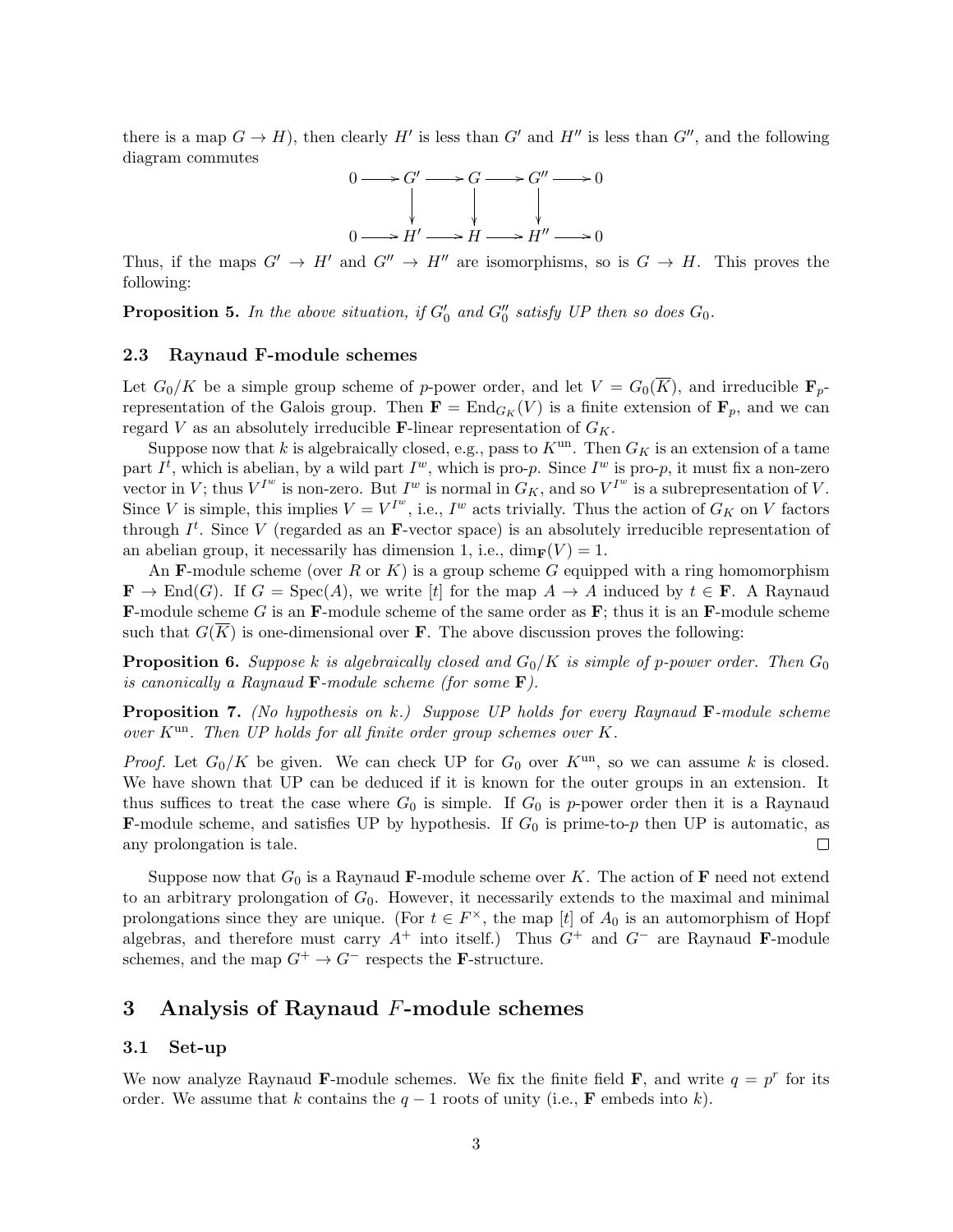there is a map $G \to H$), then clearly $H'$ is less than $G'$ and $H''$ is less than $G''$, and the following diagram commutes

$$\begin{array}{ccccccccc} 0 & \longrightarrow & G' & \longrightarrow & G & \longrightarrow & G'' & \longrightarrow & 0 \\ & & \downarrow & & \downarrow & & \downarrow & & \\ 0 & \longrightarrow & H' & \longrightarrow & H & \longrightarrow & H'' & \longrightarrow & 0 \end{array}$$

Thus, if the maps $G' \to H'$ and $G'' \to H''$ are isomorphisms, so is $G \to H$. This proves the following:

**Proposition 5.** *In the above situation, if $G_0'$ and $G_0''$ satisfy UP then so does $G_0$.*

### 2.3 Raynaud F-module schemes

Let $G_0/K$ be a simple group scheme of $p$-power order, and let $V = G_0(\overline{K})$, and irreducible $\mathbf{F}_p$-representation of the Galois group. Then $\mathbf{F} = \mathrm{End}_{G_K}(V)$ is a finite extension of $\mathbf{F}_p$, and we can regard $V$ as an absolutely irreducible $\mathbf{F}$-linear representation of $G_K$.

Suppose now that $k$ is algebraically closed, e.g., pass to $K^{\mathrm{un}}$. Then $G_K$ is an extension of a tame part $I^t$, which is abelian, by a wild part $I^w$, which is pro-$p$. Since $I^w$ is pro-$p$, it must fix a non-zero vector in $V$; thus $V^{I^w}$ is non-zero. But $I^w$ is normal in $G_K$, and so $V^{I^w}$ is a subrepresentation of $V$. Since $V$ is simple, this implies $V = V^{I^w}$, i.e., $I^w$ acts trivially. Thus the action of $G_K$ on $V$ factors through $I^t$. Since $V$ (regarded as an $\mathbf{F}$-vector space) is an absolutely irreducible representation of an abelian group, it necessarily has dimension 1, i.e., $\dim_{\mathbf{F}}(V) = 1$.

An $\mathbf{F}$-module scheme (over $R$ or $K$) is a group scheme $G$ equipped with a ring homomorphism $\mathbf{F} \to \mathrm{End}(G)$. If $G = \mathrm{Spec}(A)$, we write $[t]$ for the map $A \to A$ induced by $t \in \mathbf{F}$. A Raynaud $\mathbf{F}$-module scheme $G$ is an $\mathbf{F}$-module scheme of the same order as $\mathbf{F}$; thus it is an $\mathbf{F}$-module scheme such that $G(\overline{K})$ is one-dimensional over $\mathbf{F}$. The above discussion proves the following:

**Proposition 6.** *Suppose $k$ is algebraically closed and $G_0/K$ is simple of $p$-power order. Then $G_0$ is canonically a Raynaud $\mathbf{F}$-module scheme (for some $\mathbf{F}$).*

**Proposition 7.** *(No hypothesis on $k$.) Suppose UP holds for every Raynaud $\mathbf{F}$-module scheme over $K^{\mathrm{un}}$. Then UP holds for all finite order group schemes over $K$.*

*Proof.* Let $G_0/K$ be given. We can check UP for $G_0$ over $K^{\mathrm{un}}$, so we can assume $k$ is closed. We have shown that UP can be deduced if it is known for the outer groups in an extension. It thus suffices to treat the case where $G_0$ is simple. If $G_0$ is $p$-power order then it is a Raynaud $\mathbf{F}$-module scheme, and satisfies UP by hypothesis. If $G_0$ is prime-to-$p$ then UP is automatic, as any prolongation is tale. ∎

Suppose now that $G_0$ is a Raynaud $\mathbf{F}$-module scheme over $K$. The action of $\mathbf{F}$ need not extend to an arbitrary prolongation of $G_0$. However, it necessarily extends to the maximal and minimal prolongations since they are unique. (For $t \in F^{\times}$, the map $[t]$ of $A_0$ is an automorphism of Hopf algebras, and therefore must carry $A^+$ into itself.) Thus $G^+$ and $G^-$ are Raynaud $\mathbf{F}$-module schemes, and the map $G^+ \to G^-$ respects the $\mathbf{F}$-structure.

## 3 Analysis of Raynaud $F$-module schemes

### 3.1 Set-up

We now analyze Raynaud $\mathbf{F}$-module schemes. We fix the finite field $\mathbf{F}$, and write $q = p^r$ for its order. We assume that $k$ contains the $q-1$ roots of unity (i.e., $\mathbf{F}$ embeds into $k$).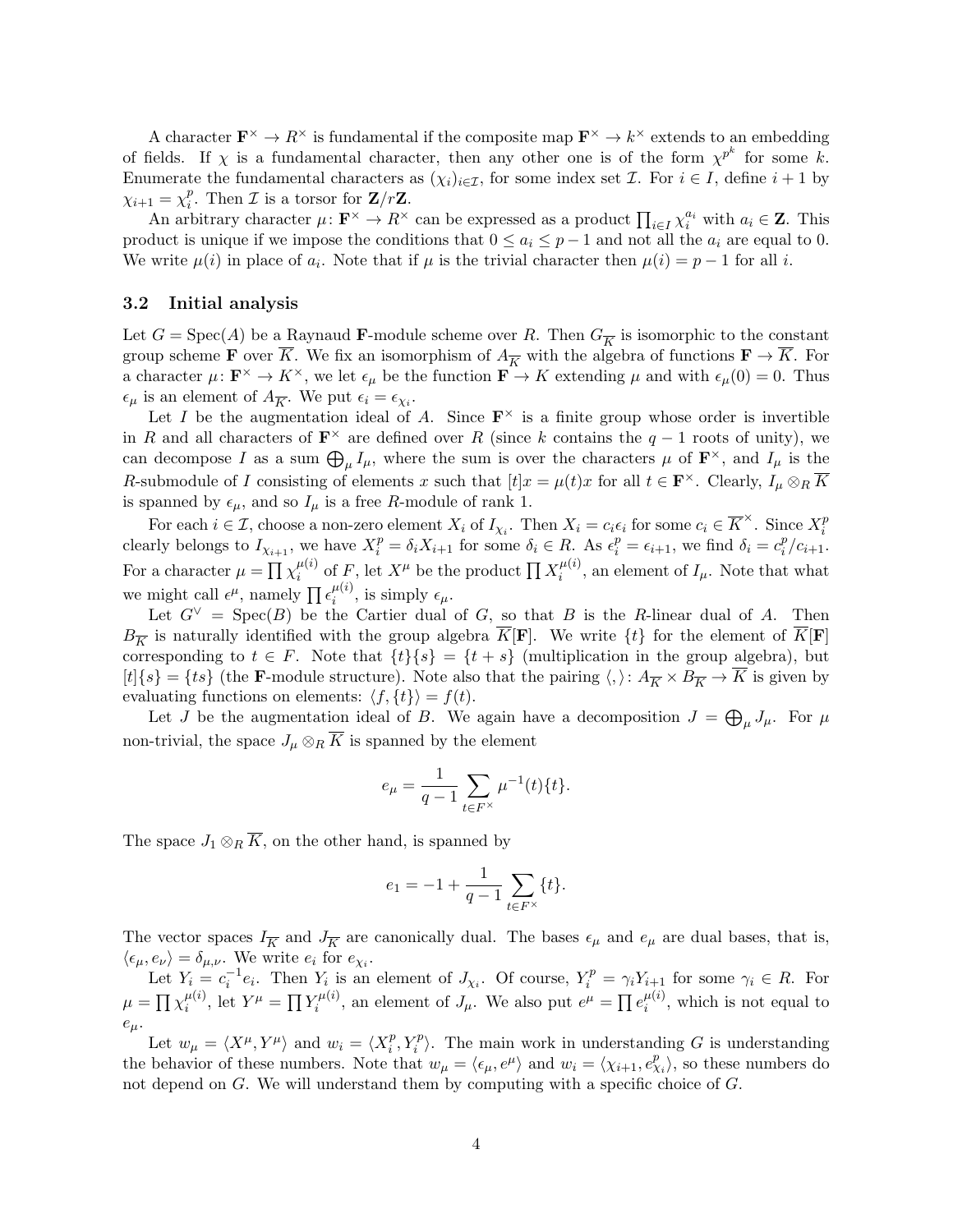A character $\mathbf{F}^\times \to R^\times$ is fundamental if the composite map $\mathbf{F}^\times \to k^\times$ extends to an embedding of fields. If $\chi$ is a fundamental character, then any other one is of the form $\chi^{p^k}$ for some $k$. Enumerate the fundamental characters as $(\chi_i)_{i\in\mathcal{I}}$, for some index set $\mathcal{I}$. For $i \in I$, define $i+1$ by $\chi_{i+1} = \chi_i^p$. Then $\mathcal{I}$ is a torsor for $\mathbf{Z}/r\mathbf{Z}$.

An arbitrary character $\mu\colon \mathbf{F}^\times \to R^\times$ can be expressed as a product $\prod_{i\in I} \chi_i^{a_i}$ with $a_i \in \mathbf{Z}$. This product is unique if we impose the conditions that $0 \le a_i \le p-1$ and not all the $a_i$ are equal to 0. We write $\mu(i)$ in place of $a_i$. Note that if $\mu$ is the trivial character then $\mu(i) = p-1$ for all $i$.

### 3.2 Initial analysis

Let $G = \operatorname{Spec}(A)$ be a Raynaud $\mathbf{F}$-module scheme over $R$. Then $G_{\overline{K}}$ is isomorphic to the constant group scheme $\mathbf{F}$ over $\overline{K}$. We fix an isomorphism of $A_{\overline{K}}$ with the algebra of functions $\mathbf{F} \to \overline{K}$. For a character $\mu\colon \mathbf{F}^\times \to K^\times$, we let $\epsilon_\mu$ be the function $\mathbf{F} \to K$ extending $\mu$ and with $\epsilon_\mu(0) = 0$. Thus $\epsilon_\mu$ is an element of $A_{\overline{K}}$. We put $\epsilon_i = \epsilon_{\chi_i}$.

Let $I$ be the augmentation ideal of $A$. Since $\mathbf{F}^\times$ is a finite group whose order is invertible in $R$ and all characters of $\mathbf{F}^\times$ are defined over $R$ (since $k$ contains the $q-1$ roots of unity), we can decompose $I$ as a sum $\bigoplus_\mu I_\mu$, where the sum is over the characters $\mu$ of $\mathbf{F}^\times$, and $I_\mu$ is the $R$-submodule of $I$ consisting of elements $x$ such that $[t]x = \mu(t)x$ for all $t \in \mathbf{F}^\times$. Clearly, $I_\mu \otimes_R \overline{K}$ is spanned by $\epsilon_\mu$, and so $I_\mu$ is a free $R$-module of rank 1.

For each $i \in \mathcal{I}$, choose a non-zero element $X_i$ of $I_{\chi_i}$. Then $X_i = c_i\epsilon_i$ for some $c_i \in \overline{K}^\times$. Since $X_i^p$ clearly belongs to $I_{\chi_{i+1}}$, we have $X_i^p = \delta_i X_{i+1}$ for some $\delta_i \in R$. As $\epsilon_i^p = \epsilon_{i+1}$, we find $\delta_i = c_i^p/c_{i+1}$. For a character $\mu = \prod \chi_i^{\mu(i)}$ of $F$, let $X^\mu$ be the product $\prod X_i^{\mu(i)}$, an element of $I_\mu$. Note that what we might call $\epsilon^\mu$, namely $\prod \epsilon_i^{\mu(i)}$, is simply $\epsilon_\mu$.

Let $G^\vee = \operatorname{Spec}(B)$ be the Cartier dual of $G$, so that $B$ is the $R$-linear dual of $A$. Then $B_{\overline{K}}$ is naturally identified with the group algebra $\overline{K}[\mathbf{F}]$. We write $\{t\}$ for the element of $\overline{K}[\mathbf{F}]$ corresponding to $t \in F$. Note that $\{t\}\{s\} = \{t+s\}$ (multiplication in the group algebra), but $[t]\{s\} = \{ts\}$ (the $\mathbf{F}$-module structure). Note also that the pairing $\langle , \rangle \colon A_{\overline{K}} \times B_{\overline{K}} \to \overline{K}$ is given by evaluating functions on elements: $\langle f, \{t\}\rangle = f(t)$.

Let $J$ be the augmentation ideal of $B$. We again have a decomposition $J = \bigoplus_\mu J_\mu$. For $\mu$ non-trivial, the space $J_\mu \otimes_R \overline{K}$ is spanned by the element

$$e_\mu = \frac{1}{q-1} \sum_{t \in F^\times} \mu^{-1}(t)\{t\}.$$

The space $J_1 \otimes_R \overline{K}$, on the other hand, is spanned by

$$e_1 = -1 + \frac{1}{q-1} \sum_{t\in F^\times} \{t\}.$$

The vector spaces $I_{\overline{K}}$ and $J_{\overline{K}}$ are canonically dual. The bases $\epsilon_\mu$ and $e_\mu$ are dual bases, that is, $\langle \epsilon_\mu, e_\nu\rangle = \delta_{\mu,\nu}$. We write $e_i$ for $e_{\chi_i}$.

Let $Y_i = c_i^{-1} e_i$. Then $Y_i$ is an element of $J_{\chi_i}$. Of course, $Y_i^p = \gamma_i Y_{i+1}$ for some $\gamma_i \in R$. For $\mu = \prod \chi_i^{\mu(i)}$, let $Y^\mu = \prod Y_i^{\mu(i)}$, an element of $J_\mu$. We also put $e^\mu = \prod e_i^{\mu(i)}$, which is not equal to $e_\mu$.

Let $w_\mu = \langle X^\mu, Y^\mu\rangle$ and $w_i = \langle X_i^p, Y_i^p\rangle$. The main work in understanding $G$ is understanding the behavior of these numbers. Note that $w_\mu = \langle \epsilon_\mu, e^\mu\rangle$ and $w_i = \langle \chi_{i+1}, e_{\chi_i}^p\rangle$, so these numbers do not depend on $G$. We will understand them by computing with a specific choice of $G$.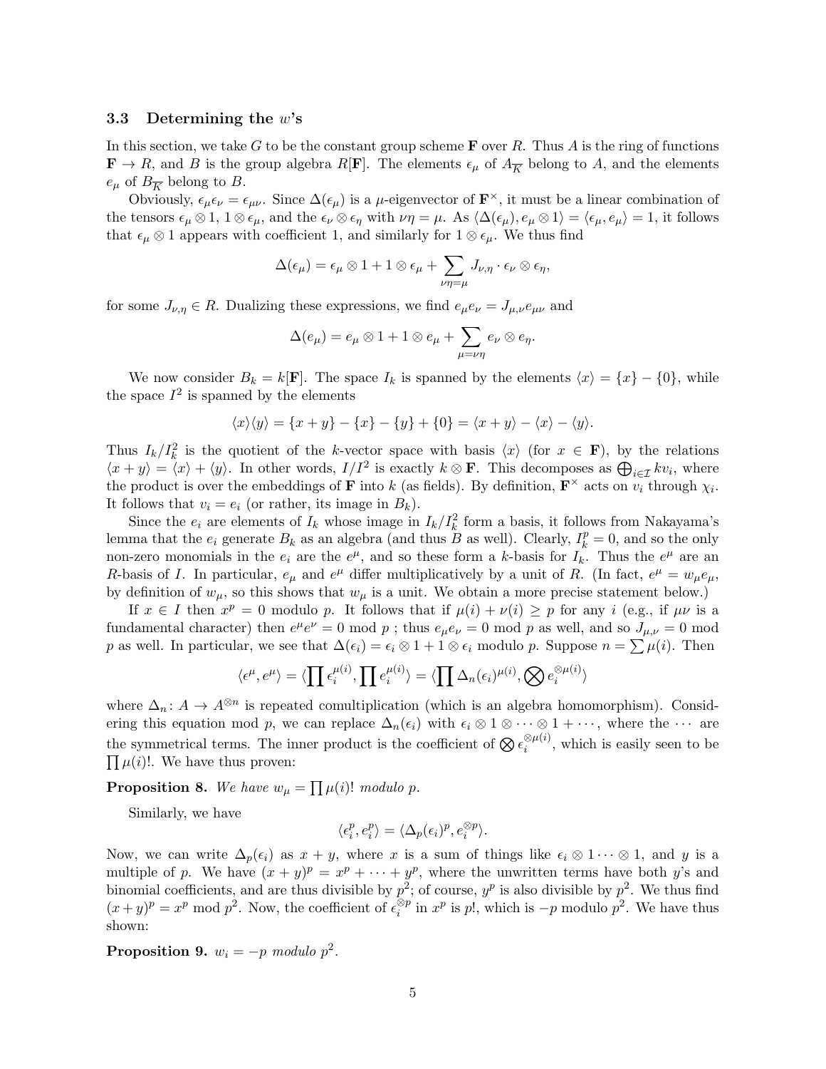### 3.3 Determining the $w$'s

In this section, we take $G$ to be the constant group scheme $\mathbf{F}$ over $R$. Thus $A$ is the ring of functions $\mathbf{F} \to R$, and $B$ is the group algebra $R[\mathbf{F}]$. The elements $\epsilon_\mu$ of $A_{\overline{K}}$ belong to $A$, and the elements $e_\mu$ of $B_{\overline{K}}$ belong to $B$.

Obviously, $\epsilon_\mu \epsilon_\nu = \epsilon_{\mu\nu}$. Since $\Delta(\epsilon_\mu)$ is a $\mu$-eigenvector of $\mathbf{F}^\times$, it must be a linear combination of the tensors $\epsilon_\mu \otimes 1$, $1 \otimes \epsilon_\mu$, and the $\epsilon_\nu \otimes \epsilon_\eta$ with $\nu\eta = \mu$. As $\langle \Delta(\epsilon_\mu), e_\mu \otimes 1 \rangle = \langle \epsilon_\mu, e_\mu \rangle = 1$, it follows that $\epsilon_\mu \otimes 1$ appears with coefficient 1, and similarly for $1 \otimes \epsilon_\mu$. We thus find

$$\Delta(\epsilon_\mu) = \epsilon_\mu \otimes 1 + 1 \otimes \epsilon_\mu + \sum_{\nu\eta=\mu} J_{\nu,\eta} \cdot \epsilon_\nu \otimes \epsilon_\eta,$$

for some $J_{\nu,\eta} \in R$. Dualizing these expressions, we find $e_\mu e_\nu = J_{\mu,\nu} e_{\mu\nu}$ and

$$\Delta(e_\mu) = e_\mu \otimes 1 + 1 \otimes e_\mu + \sum_{\mu=\nu\eta} e_\nu \otimes e_\eta.$$

We now consider $B_k = k[\mathbf{F}]$. The space $I_k$ is spanned by the elements $\langle x \rangle = \{x\} - \{0\}$, while the space $I^2$ is spanned by the elements

$$\langle x \rangle \langle y \rangle = \{x + y\} - \{x\} - \{y\} + \{0\} = \langle x + y \rangle - \langle x \rangle - \langle y \rangle.$$

Thus $I_k/I_k^2$ is the quotient of the $k$-vector space with basis $\langle x \rangle$ (for $x \in \mathbf{F}$), by the relations $\langle x + y \rangle = \langle x \rangle + \langle y \rangle$. In other words, $I/I^2$ is exactly $k \otimes \mathbf{F}$. This decomposes as $\bigoplus_{i \in \mathcal{I}} kv_i$, where the product is over the embeddings of $\mathbf{F}$ into $k$ (as fields). By definition, $\mathbf{F}^\times$ acts on $v_i$ through $\chi_i$. It follows that $v_i = e_i$ (or rather, its image in $B_k$).

Since the $e_i$ are elements of $I_k$ whose image in $I_k/I_k^2$ form a basis, it follows from Nakayama's lemma that the $e_i$ generate $B_k$ as an algebra (and thus $B$ as well). Clearly, $I_k^p = 0$, and so the only non-zero monomials in the $e_i$ are the $e^\mu$, and so these form a $k$-basis for $I_k$. Thus the $e^\mu$ are an $R$-basis of $I$. In particular, $e_\mu$ and $e^\mu$ differ multiplicatively by a unit of $R$. (In fact, $e^\mu = w_\mu e_\mu$, by definition of $w_\mu$, so this shows that $w_\mu$ is a unit. We obtain a more precise statement below.)

If $x \in I$ then $x^p = 0$ modulo $p$. It follows that if $\mu(i) + \nu(i) \geq p$ for any $i$ (e.g., if $\mu\nu$ is a fundamental character) then $e^\mu e^\nu = 0 \bmod p$ ; thus $e_\mu e_\nu = 0 \bmod p$ as well, and so $J_{\mu,\nu} = 0 \bmod p$ as well. In particular, we see that $\Delta(\epsilon_i) = \epsilon_i \otimes 1 + 1 \otimes \epsilon_i$ modulo $p$. Suppose $n = \sum \mu(i)$. Then

$$\langle \epsilon^\mu, e^\mu \rangle = \langle \prod \epsilon_i^{\mu(i)}, \prod e_i^{\mu(i)} \rangle = \langle \prod \Delta_n(\epsilon_i)^{\mu(i)}, \bigotimes e_i^{\otimes \mu(i)} \rangle$$

where $\Delta_n \colon A \to A^{\otimes n}$ is repeated comultiplication (which is an algebra homomorphism). Considering this equation mod $p$, we can replace $\Delta_n(\epsilon_i)$ with $\epsilon_i \otimes 1 \otimes \cdots \otimes 1 + \cdots$, where the $\cdots$ are the symmetrical terms. The inner product is the coefficient of $\bigotimes \epsilon_i^{\otimes \mu(i)}$, which is easily seen to be $\prod \mu(i)!$. We have thus proven:

**Proposition 8.** *We have* $w_\mu = \prod \mu(i)!$ *modulo* $p$.

Similarly, we have

$$\langle \epsilon_i^p, e_i^p \rangle = \langle \Delta_p(\epsilon_i)^p, e_i^{\otimes p} \rangle.$$

Now, we can write $\Delta_p(\epsilon_i)$ as $x + y$, where $x$ is a sum of things like $\epsilon_i \otimes 1 \cdots \otimes 1$, and $y$ is a multiple of $p$. We have $(x + y)^p = x^p + \cdots + y^p$, where the unwritten terms have both $y$'s and binomial coefficients, and are thus divisible by $p^2$; of course, $y^p$ is also divisible by $p^2$. We thus find $(x + y)^p = x^p \bmod p^2$. Now, the coefficient of $\epsilon_i^{\otimes p}$ in $x^p$ is $p!$, which is $-p$ modulo $p^2$. We have thus shown:

**Proposition 9.** $w_i = -p$ *modulo* $p^2$.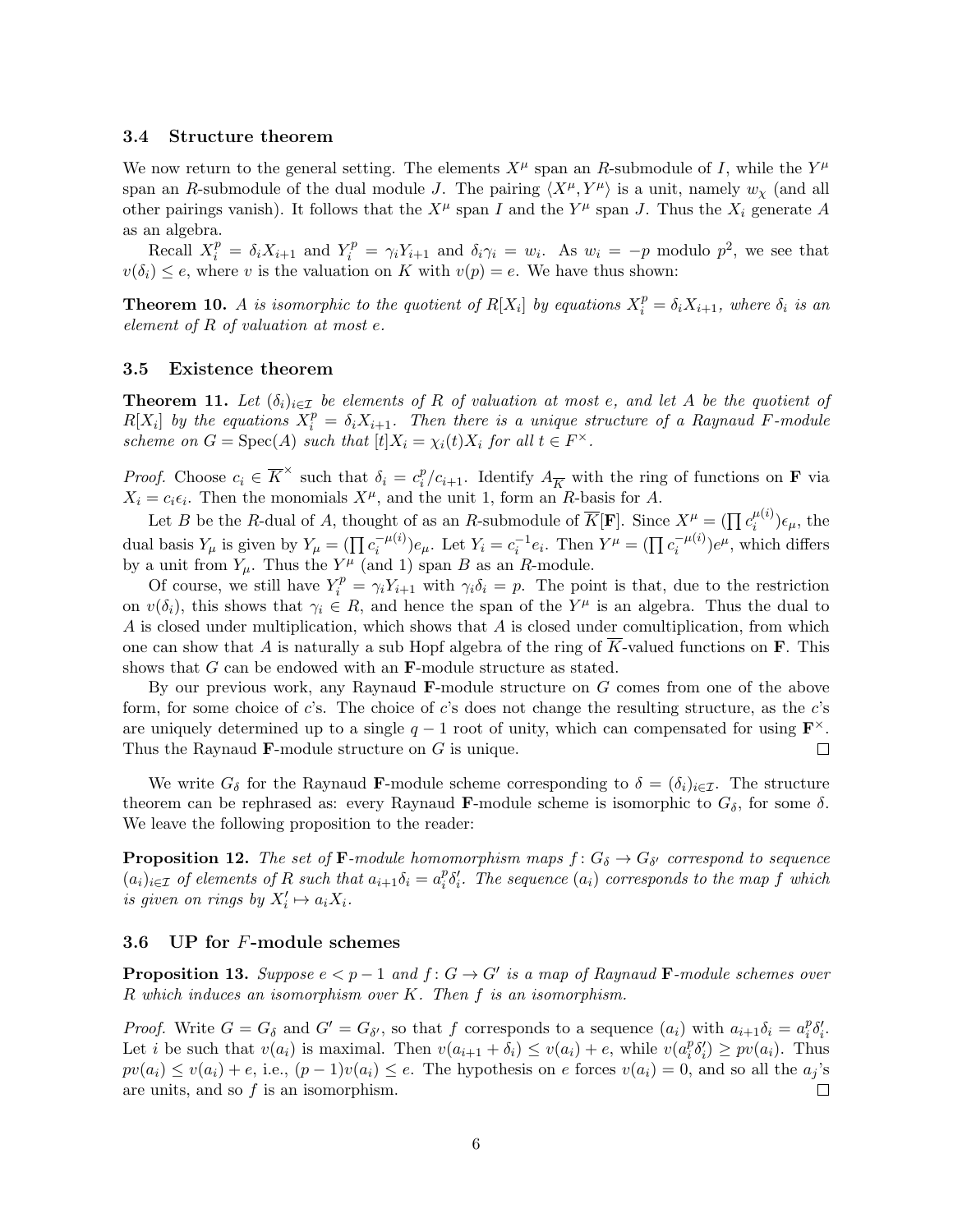### 3.4 Structure theorem

We now return to the general setting. The elements $X^\mu$ span an $R$-submodule of $I$, while the $Y^\mu$ span an $R$-submodule of the dual module $J$. The pairing $\langle X^\mu, Y^\mu \rangle$ is a unit, namely $w_\chi$ (and all other pairings vanish). It follows that the $X^\mu$ span $I$ and the $Y^\mu$ span $J$. Thus the $X_i$ generate $A$ as an algebra.

Recall $X_i^p = \delta_i X_{i+1}$ and $Y_i^p = \gamma_i Y_{i+1}$ and $\delta_i \gamma_i = w_i$. As $w_i = -p$ modulo $p^2$, we see that $v(\delta_i) \le e$, where $v$ is the valuation on $K$ with $v(p) = e$. We have thus shown:

**Theorem 10.** *$A$ is isomorphic to the quotient of $R[X_i]$ by equations $X_i^p = \delta_i X_{i+1}$, where $\delta_i$ is an element of $R$ of valuation at most $e$.*

### 3.5 Existence theorem

**Theorem 11.** *Let $(\delta_i)_{i \in \mathcal{I}}$ be elements of $R$ of valuation at most $e$, and let $A$ be the quotient of $R[X_i]$ by the equations $X_i^p = \delta_i X_{i+1}$. Then there is a unique structure of a Raynaud $F$-module scheme on $G = \mathrm{Spec}(A)$ such that $[t]X_i = \chi_i(t) X_i$ for all $t \in F^\times$.*

*Proof.* Choose $c_i \in \overline{K}^\times$ such that $\delta_i = c_i^p / c_{i+1}$. Identify $A_{\overline{K}}$ with the ring of functions on $\mathbf{F}$ via $X_i = c_i \epsilon_i$. Then the monomials $X^\mu$, and the unit 1, form an $R$-basis for $A$.

Let $B$ be the $R$-dual of $A$, thought of as an $R$-submodule of $\overline{K}[\mathbf{F}]$. Since $X^\mu = (\prod c_i^{\mu(i)}) \epsilon_\mu$, the dual basis $Y_\mu$ is given by $Y_\mu = (\prod c_i^{-\mu(i)}) e_\mu$. Let $Y_i = c_i^{-1} e_i$. Then $Y^\mu = (\prod c_i^{-\mu(i)}) e^\mu$, which differs by a unit from $Y_\mu$. Thus the $Y^\mu$ (and 1) span $B$ as an $R$-module.

Of course, we still have $Y_i^p = \gamma_i Y_{i+1}$ with $\gamma_i \delta_i = p$. The point is that, due to the restriction on $v(\delta_i)$, this shows that $\gamma_i \in R$, and hence the span of the $Y^\mu$ is an algebra. Thus the dual to $A$ is closed under multiplication, which shows that $A$ is closed under comultiplication, from which one can show that $A$ is naturally a sub Hopf algebra of the ring of $\overline{K}$-valued functions on $\mathbf{F}$. This shows that $G$ can be endowed with an $\mathbf{F}$-module structure as stated.

By our previous work, any Raynaud $\mathbf{F}$-module structure on $G$ comes from one of the above form, for some choice of $c$'s. The choice of $c$'s does not change the resulting structure, as the $c$'s are uniquely determined up to a single $q-1$ root of unity, which can compensated for using $\mathbf{F}^\times$. Thus the Raynaud $\mathbf{F}$-module structure on $G$ is unique. □

We write $G_\delta$ for the Raynaud $\mathbf{F}$-module scheme corresponding to $\delta = (\delta_i)_{i \in \mathcal{I}}$. The structure theorem can be rephrased as: every Raynaud $\mathbf{F}$-module scheme is isomorphic to $G_\delta$, for some $\delta$. We leave the following proposition to the reader:

**Proposition 12.** *The set of $\mathbf{F}$-module homomorphism maps $f \colon G_\delta \to G_{\delta'}$ correspond to sequence $(a_i)_{i \in \mathcal{I}}$ of elements of $R$ such that $a_{i+1} \delta_i = a_i^p \delta_i'$. The sequence $(a_i)$ corresponds to the map $f$ which is given on rings by $X_i' \mapsto a_i X_i$.*

### 3.6 UP for $F$-module schemes

**Proposition 13.** *Suppose $e < p-1$ and $f \colon G \to G'$ is a map of Raynaud $\mathbf{F}$-module schemes over $R$ which induces an isomorphism over $K$. Then $f$ is an isomorphism.*

*Proof.* Write $G = G_\delta$ and $G' = G_{\delta'}$, so that $f$ corresponds to a sequence $(a_i)$ with $a_{i+1}\delta_i = a_i^p \delta_i'$. Let $i$ be such that $v(a_i)$ is maximal. Then $v(a_{i+1} + \delta_i) \le v(a_i) + e$, while $v(a_i^p \delta_i') \ge p v(a_i)$. Thus $p v(a_i) \le v(a_i) + e$, i.e., $(p-1) v(a_i) \le e$. The hypothesis on $e$ forces $v(a_i) = 0$, and so all the $a_j$'s are units, and so $f$ is an isomorphism. □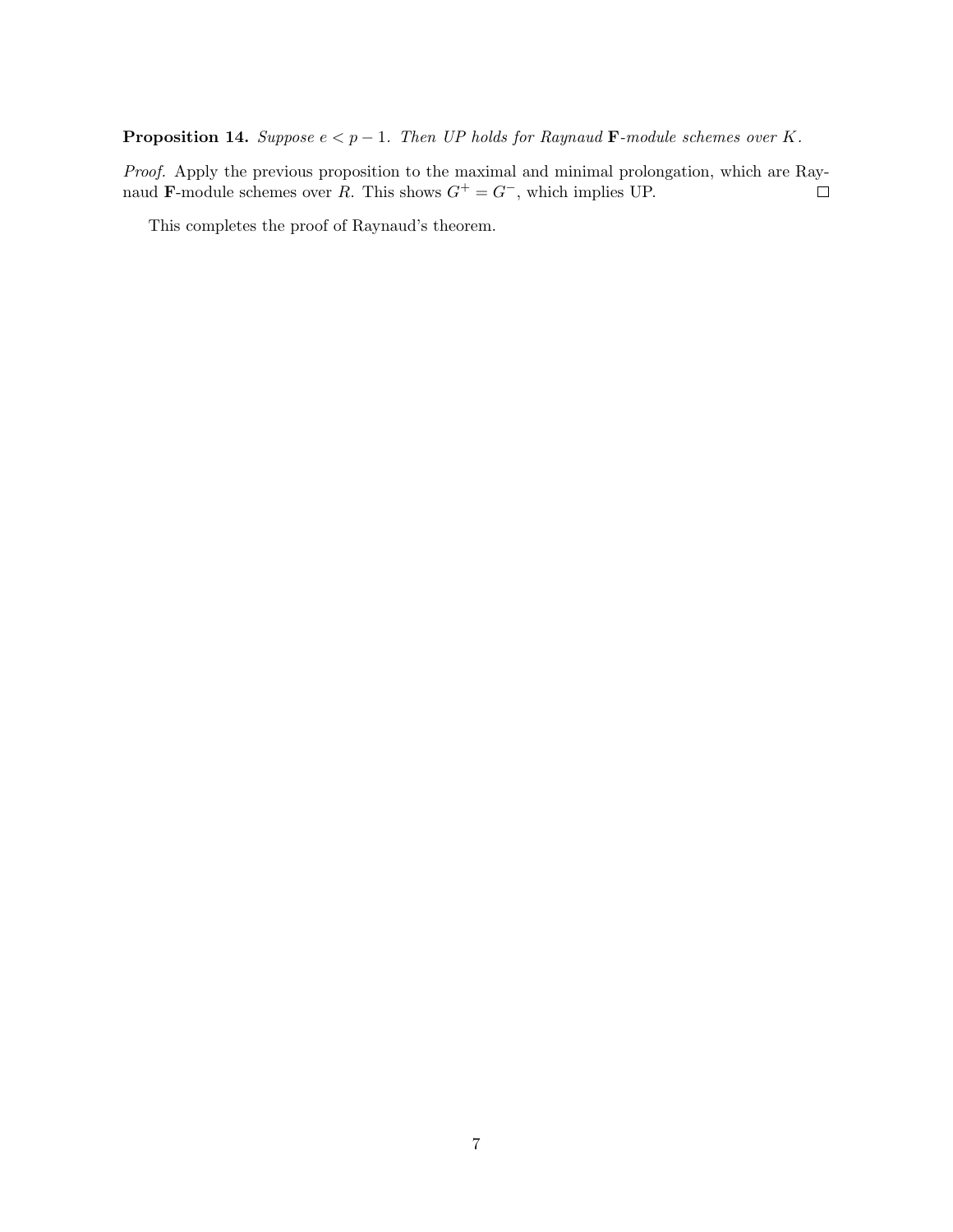**Proposition 14.** *Suppose $e < p - 1$. Then UP holds for Raynaud* $\mathbf{F}$*-module schemes over* $K$.

*Proof.* Apply the previous proposition to the maximal and minimal prolongation, which are Raynaud $\mathbf{F}$-module schemes over $R$. This shows $G^+ = G^-$, which implies UP. $\square$

This completes the proof of Raynaud's theorem.